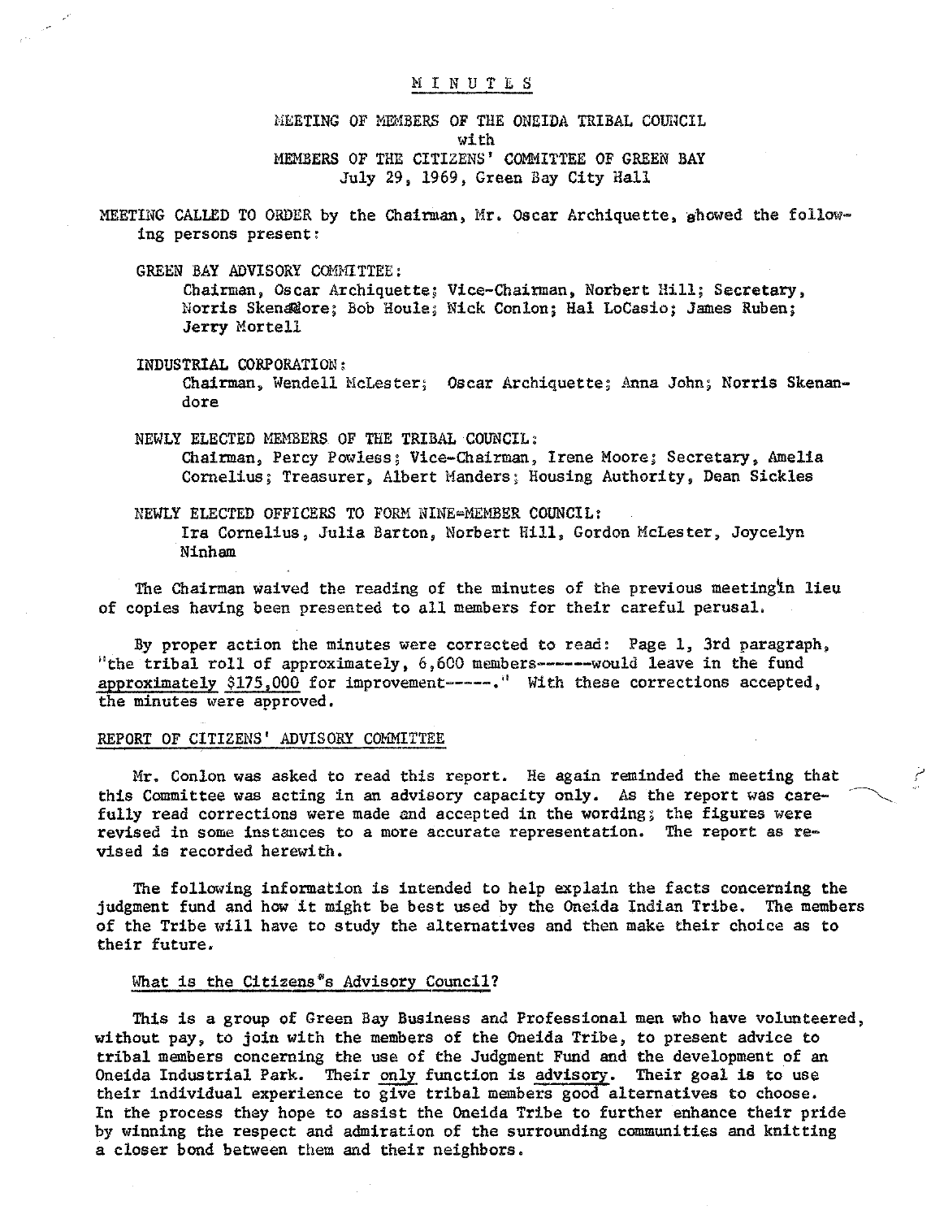# M I N U T E S

MEETING OF MEMBERS OF THE ONEIDA TRIBAL COUNCIL
with
MEMBERS OF THE CITIZENS' COMMITTEE OF GREEN BAY
July 29, 1969, Green Bay City Hall

MEETING CALLED TO ORDER by the Chairman, Mr. Oscar Archiquette, showed the following persons present:

GREEN BAY ADVISORY COMMITTEE:
Chairman, Oscar Archiquette; Vice-Chairman, Norbert Hill; Secretary, Norris Skenandore; Bob Houle; Nick Conlon; Hal LoCasio; James Ruben; Jerry Mortell

INDUSTRIAL CORPORATION:
Chairman, Wendell McLester; Oscar Archiquette; Anna John; Norris Skenandore

NEWLY ELECTED MEMBERS OF THE TRIBAL COUNCIL:
Chairman, Percy Powless; Vice-Chairman, Irene Moore; Secretary, Amelia Cornelius; Treasurer, Albert Manders; Housing Authority, Dean Sickles

NEWLY ELECTED OFFICERS TO FORM NINE-MEMBER COUNCIL:
Ira Cornelius, Julia Barton, Norbert Hill, Gordon McLester, Joycelyn Ninham

The Chairman waived the reading of the minutes of the previous meeting in lieu of copies having been presented to all members for their careful perusal.

By proper action the minutes were corrected to read: Page 1, 3rd paragraph, "the tribal roll of approximately, 6,600 members------would leave in the fund approximately $175,000 for improvement-----." With these corrections accepted, the minutes were approved.

## REPORT OF CITIZENS' ADVISORY COMMITTEE

Mr. Conlon was asked to read this report. He again reminded the meeting that this Committee was acting in an advisory capacity only. As the report was carefully read corrections were made and accepted in the wording; the figures were revised in some instances to a more accurate representation. The report as revised is recorded herewith.

The following information is intended to help explain the facts concerning the judgment fund and how it might be best used by the Oneida Indian Tribe. The members of the Tribe will have to study the alternatives and then make their choice as to their future.

### What is the Citizens's Advisory Council?

This is a group of Green Bay Business and Professional men who have volunteered, without pay, to join with the members of the Oneida Tribe, to present advice to tribal members concerning the use of the Judgment Fund and the development of an Oneida Industrial Park. Their only function is advisory. Their goal is to use their individual experience to give tribal members good alternatives to choose. In the process they hope to assist the Oneida Tribe to further enhance their pride by winning the respect and admiration of the surrounding communities and knitting a closer bond between them and their neighbors.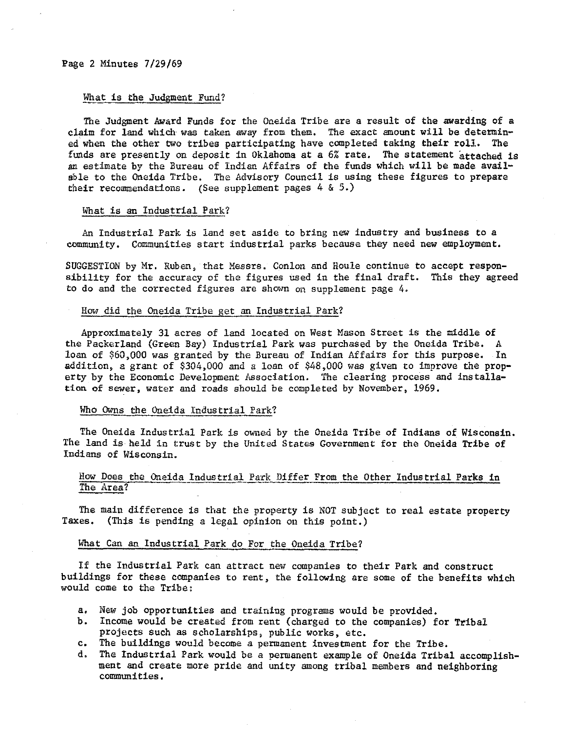### What is the Judgment Fund?

The Judgment Award Funds for the Oneida Tribe are a result of the awarding of a claim for land which was taken away from them. The exact amount will be determined when the other two tribes participating have completed taking their roll. The funds are presently on deposit in Oklahoma at a 6% rate. The statement attached is an estimate by the Bureau of Indian Affairs of the funds which will be made available to the Oneida Tribe. The Advisory Council is using these figures to prepare their recommendations. (See supplement pages 4 & 5.)

### What is an Industrial Park?

An Industrial Park is land set aside to bring new industry and business to a community. Communities start industrial parks because they need new employment.

SUGGESTION by Mr. Ruben, that Messrs. Conlon and Houle continue to accept responsibility for the accuracy of the figures used in the final draft. This they agreed to do and the corrected figures are shown on supplement page 4.

### How did the Oneida Tribe get an Industrial Park?

Approximately 31 acres of land located on West Mason Street is the middle of the Packerland (Green Bay) Industrial Park was purchased by the Oneida Tribe. A loan of $60,000 was granted by the Bureau of Indian Affairs for this purpose. In addition, a grant of $304,000 and a loan of $48,000 was given to improve the property by the Economic Development Association. The clearing process and installation of sewer, water and roads should be completed by November, 1969.

### Who Owns the Oneida Industrial Park?

The Oneida Industrial Park is owned by the Oneida Tribe of Indians of Wisconsin. The land is held in trust by the United States Government for the Oneida Tribe of Indians of Wisconsin.

### How Does the Oneida Industrial Park Differ From the Other Industrial Parks in The Area?

The main difference is that the property is NOT subject to real estate property Taxes. (This is pending a legal opinion on this point.)

### What Can an Industrial Park do For the Oneida Tribe?

If the Industrial Park can attract new companies to their Park and construct buildings for these companies to rent, the following are some of the benefits which would come to the Tribe:

a. New job opportunities and training programs would be provided.
b. Income would be created from rent (charged to the companies) for Tribal projects such as scholarships, public works, etc.
c. The buildings would become a permanent investment for the Tribe.
d. The Industrial Park would be a permanent example of Oneida Tribal accomplishment and create more pride and unity among tribal members and neighboring communities.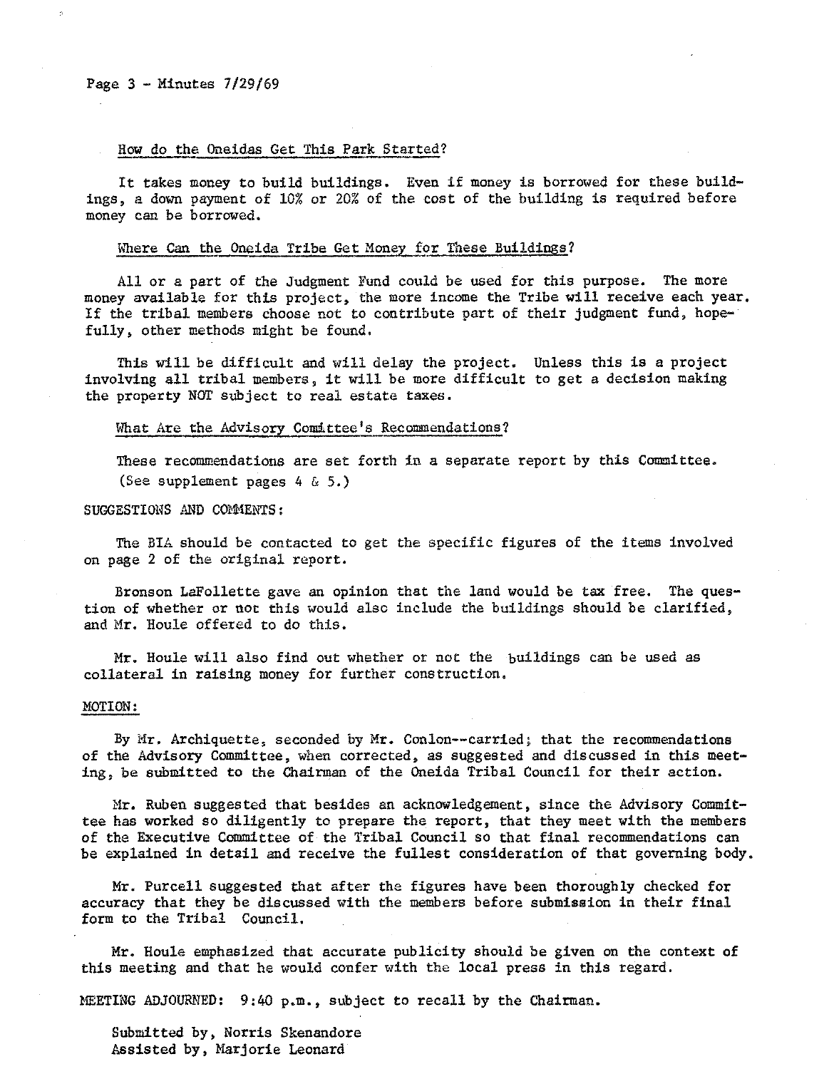### How do the Oneidas Get This Park Started?

It takes money to build buildings. Even if money is borrowed for these buildings, a down payment of 10% or 20% of the cost of the building is required before money can be borrowed.

### Where Can the Oneida Tribe Get Money for These Buildings?

All or a part of the Judgment Fund could be used for this purpose. The more money available for this project, the more income the Tribe will receive each year. If the tribal members choose not to contribute part of their judgment fund, hopefully, other methods might be found.

This will be difficult and will delay the project. Unless this is a project involving all tribal members, it will be more difficult to get a decision making the property NOT subject to real estate taxes.

### What Are the Advisory Comittee's Recommendations?

These recommendations are set forth in a separate report by this Committee. (See supplement pages 4 & 5.)

## SUGGESTIONS AND COMMENTS:

The BIA should be contacted to get the specific figures of the items involved on page 2 of the original report.

Bronson LaFollette gave an opinion that the land would be tax free. The question of whether or not this would also include the buildings should be clarified, and Mr. Houle offered to do this.

Mr. Houle will also find out whether or not the buildings can be used as collateral in raising money for further construction.

## MOTION:

By Mr. Archiquette, seconded by Mr. Conlon--carried; that the recommendations of the Advisory Committee, when corrected, as suggested and discussed in this meeting, be submitted to the Chairman of the Oneida Tribal Council for their action.

Mr. Ruben suggested that besides an acknowledgement, since the Advisory Committee has worked so diligently to prepare the report, that they meet with the members of the Executive Committee of the Tribal Council so that final recommendations can be explained in detail and receive the fullest consideration of that governing body.

Mr. Purcell suggested that after the figures have been thoroughly checked for accuracy that they be discussed with the members before submission in their final form to the Tribal Council.

Mr. Houle emphasized that accurate publicity should be given on the context of this meeting and that he would confer with the local press in this regard.

MEETING ADJOURNED: 9:40 p.m., subject to recall by the Chairman.

Submitted by, Norris Skenandore
Assisted by, Marjorie Leonard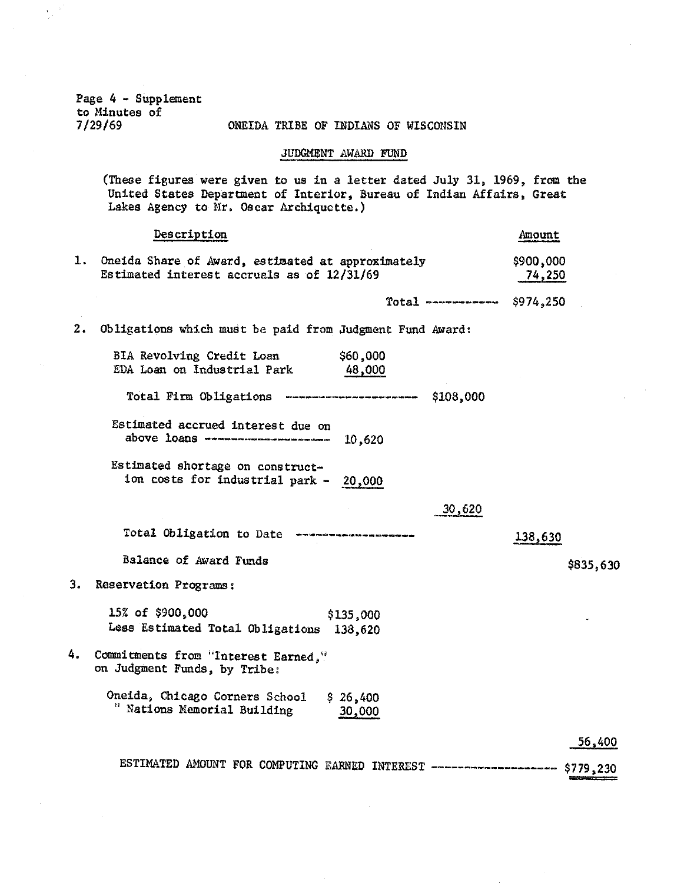Page 4 - Supplement
to Minutes of
7/29/69

# ONEIDA TRIBE OF INDIANS OF WISCONSIN

## JUDGMENT AWARD FUND

(These figures were given to us in a letter dated July 31, 1969, from the United States Department of Interior, Bureau of Indian Affairs, Great Lakes Agency to Mr. Oscar Archiquette.)

| Description | | | Amount | |
|---|---|---|---|---|
| 1. Oneida Share of Award, estimated at approximately | | | \$900,000 | |
| Estimated interest accruals as of 12/31/69 | | | 74,250 | |
| Total ------------ | | | \$974,250 | |
| 2. Obligations which must be paid from Judgment Fund Award: | | | | |
| BIA Revolving Credit Loan | \$60,000 | | | |
| EDA Loan on Industrial Park | 48,000 | | | |
| Total Firm Obligations -------------------- | | \$108,000 | | |
| Estimated accrued interest due on above loans -------------------- | 10,620 | | | |
| Estimated shortage on construction costs for industrial park - | 20,000 | | | |
| | | 30,620 | | |
| Total Obligation to Date ------------------ | | | 138,630 | |
| Balance of Award Funds | | | | \$835,630 |
| 3. Reservation Programs: | | | | |
| 15% of \$900,000 | \$135,000 | | | |
| Less Estimated Total Obligations | 138,620 | | | |
| 4. Commitments from "Interest Earned," on Judgment Funds, by Tribe: | | | | |
| Oneida, Chicago Corners School | \$ 26,400 | | | |
| " Nations Memorial Building | 30,000 | | | |
| | | | | 56,400 |
| ESTIMATED AMOUNT FOR COMPUTING EARNED INTEREST ------------------- | | | | \$779,230 |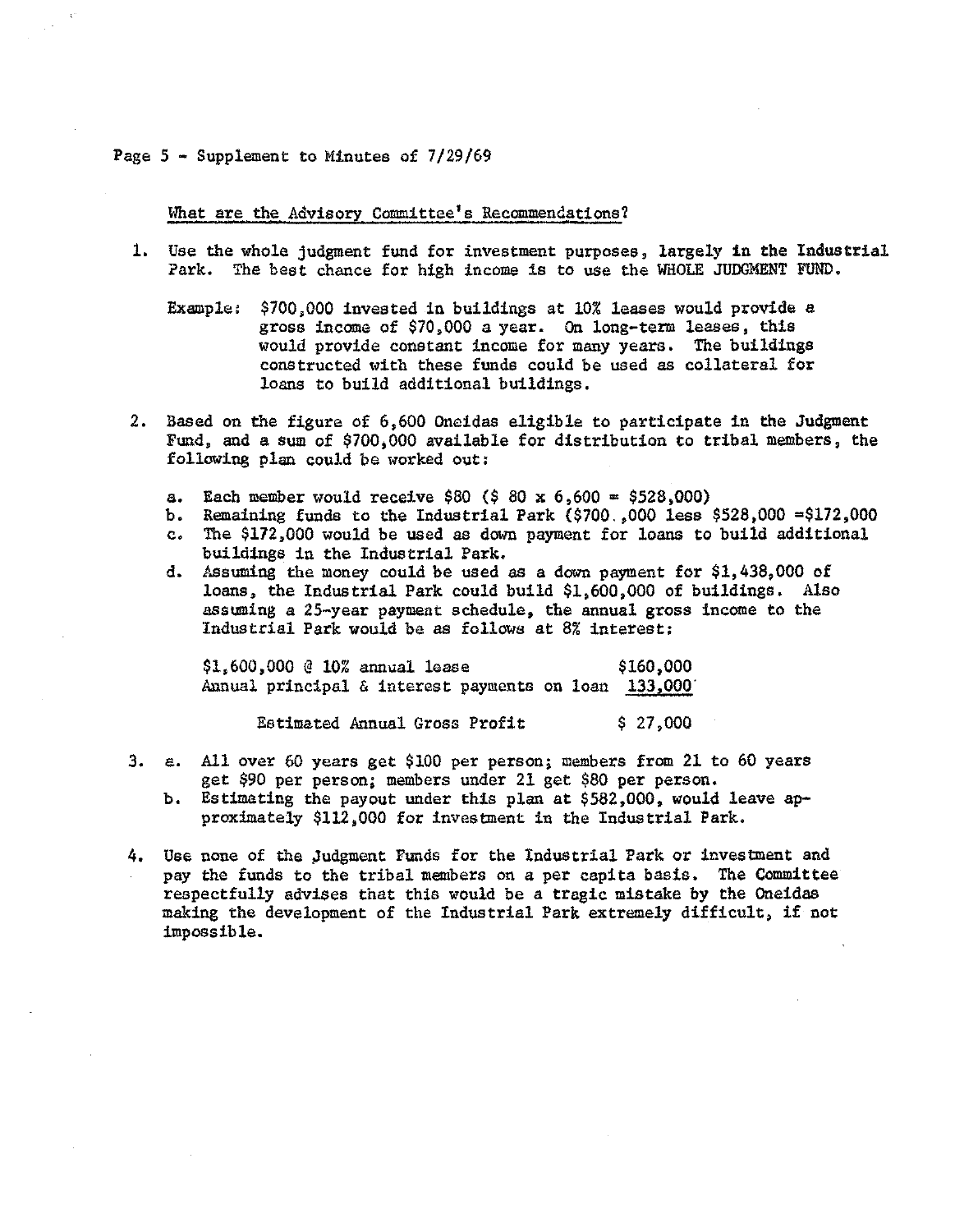Page 5 - Supplement to Minutes of 7/29/69

What are the Advisory Committee's Recommendations?

1. Use the whole judgment fund for investment purposes, largely in the Industrial Park. The best chance for high income is to use the WHOLE JUDGMENT FUND.

   Example: $700,000 invested in buildings at 10% leases would provide a gross income of $70,000 a year. On long-term leases, this would provide constant income for many years. The buildings constructed with these funds could be used as collateral for loans to build additional buildings.

2. Based on the figure of 6,600 Oneidas eligible to participate in the Judgment Fund, and a sum of $700,000 available for distribution to tribal members, the following plan could be worked out:

   a. Each member would receive $80 ($ 80 x 6,600 = $528,000)
   b. Remaining funds to the Industrial Park ($700,000 less $528,000 =$172,000
   c. The $172,000 would be used as down payment for loans to build additional buildings in the Industrial Park.
   d. Assuming the money could be used as a down payment for $1,438,000 of loans, the Industrial Park could build $1,600,000 of buildings. Also assuming a 25-year payment schedule, the annual gross income to the Industrial Park would be as follows at 8% interest:

   | | |
   |---|---|
   | $1,600,000 @ 10% annual lease | $160,000 |
   | Annual principal & interest payments on loan | 133,000 |
   | Estimated Annual Gross Profit | $ 27,000 |

3. a. All over 60 years get $100 per person; members from 21 to 60 years get $90 per person; members under 21 get $80 per person.
   b. Estimating the payout under this plan at $582,000, would leave approximately $112,000 for investment in the Industrial Park.

4. Use none of the Judgment Funds for the Industrial Park or investment and pay the funds to the tribal members on a per capita basis. The Committee respectfully advises that this would be a tragic mistake by the Oneidas making the development of the Industrial Park extremely difficult, if not impossible.